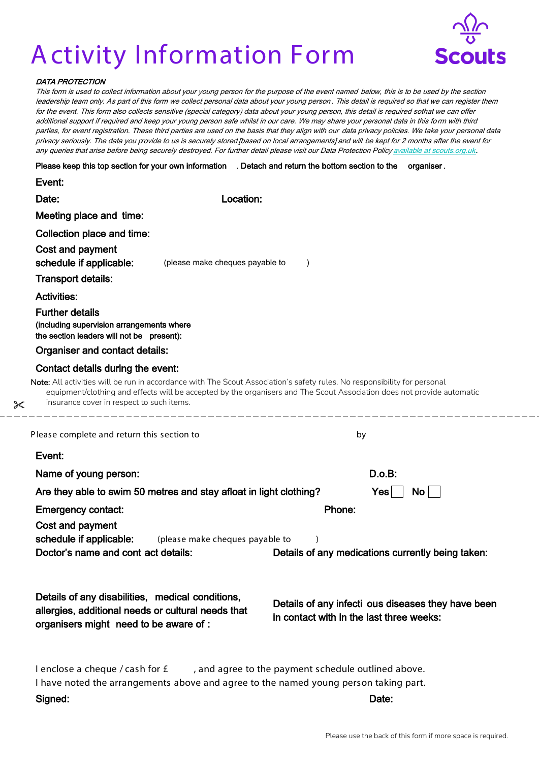# Activity Information Form

**Scouts**

***DATA PROTECTION***

*This form is used to collect information about your young person for the purpose of the event named below, this is to be used by the section leadership team only. As part of this form we collect personal data about your young person. This detail is required so that we can register them for the event. This form also collects sensitive (special category) data about your young person, this detail is required sothat we can offer additional support if required and keep your young person safe whilst in our care. We may share your personal data in this form with third parties, for event registration. These third parties are used on the basis that they align with our data privacy policies. We take your personal data privacy seriously. The data you provide to us is securely stored [based on local arrangements] and will be kept for 2 months after the event for any queries that arise before being securely destroyed. For further detail please visit our Data Protection Policy available at scouts.org.uk.*

Please keep this top section for your own information . Detach and return the bottom section to the organiser .

**Event:**

**Date:** **Location:**

**Meeting place and time:**

**Collection place and time:**

**Cost and payment schedule if applicable:** (please make cheques payable to )

**Transport details:**

**Activities:**

**Further details (including supervision arrangements where the section leaders will not be present):**

**Organiser and contact details:**

**Contact details during the event:**

**Note:** All activities will be run in accordance with The Scout Association's safety rules. No responsibility for personal equipment/clothing and effects will be accepted by the organisers and The Scout Association does not provide automatic insurance cover in respect to such items.

---

Please complete and return this section to by

**Event:**

**Name of young person:** **D.o.B:**

**Are they able to swim 50 metres and stay afloat in light clothing?** Yes ☐ No ☐

**Emergency contact:** **Phone:**

**Cost and payment schedule if applicable:** (please make cheques payable to )

**Doctor's name and contact details:** **Details of any medications currently being taken:**

**Details of any disabilities, medical conditions, allergies, additional needs or cultural needs that organisers might need to be aware of :**

**Details of any infectious diseases they have been in contact with in the last three weeks:**

I enclose a cheque / cash for £ , and agree to the payment schedule outlined above.
I have noted the arrangements above and agree to the named young person taking part.

**Signed:** **Date:**

Please use the back of this form if more space is required.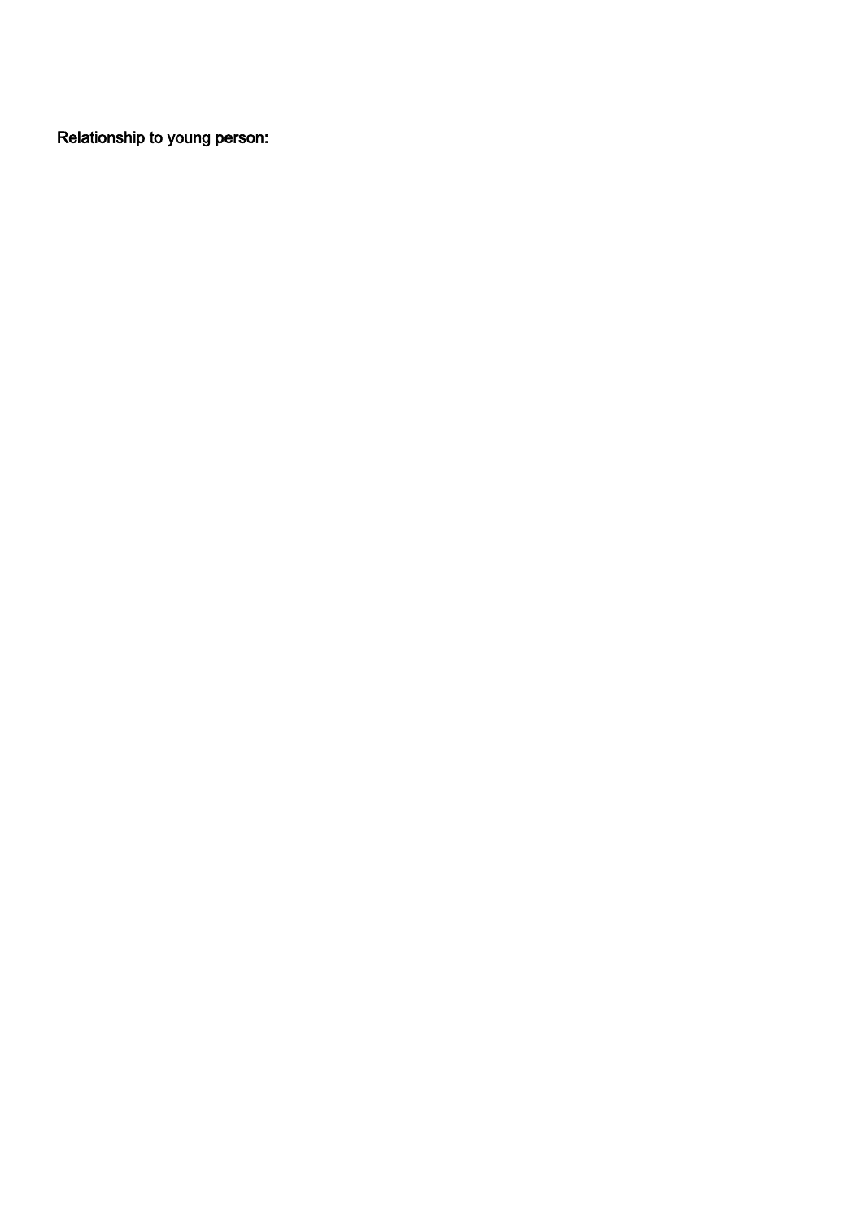Relationship to young person: